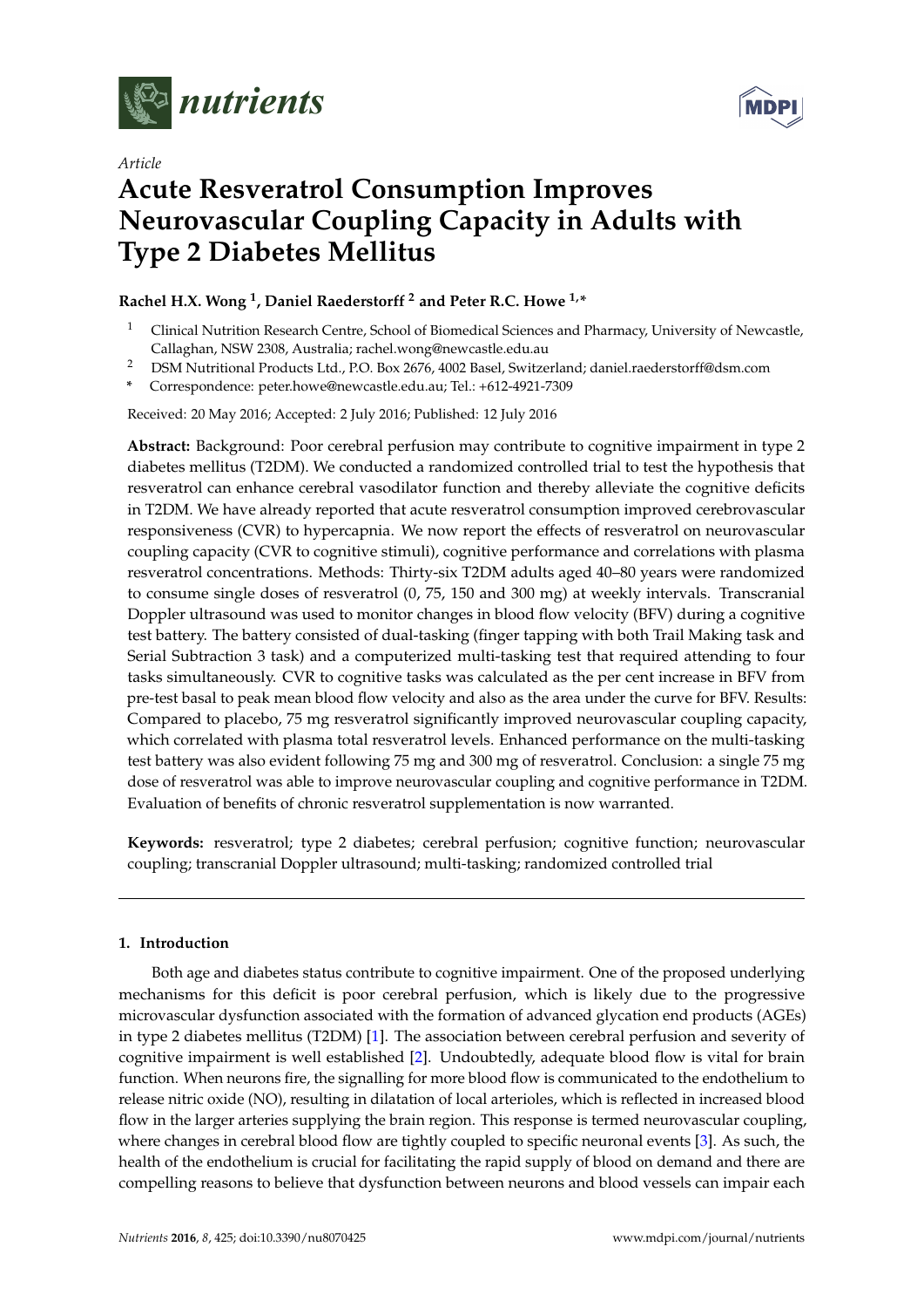*Article*

# Acute Resveratrol Consumption Improves Neurovascular Coupling Capacity in Adults with Type 2 Diabetes Mellitus

**Rachel H.X. Wong [1], Daniel Raederstorff [2] and Peter R.C. Howe [1,*]**

[1] Clinical Nutrition Research Centre, School of Biomedical Sciences and Pharmacy, University of Newcastle, Callaghan, NSW 2308, Australia; rachel.wong@newcastle.edu.au

[2] DSM Nutritional Products Ltd., P.O. Box 2676, 4002 Basel, Switzerland; daniel.raederstorff@dsm.com

\* Correspondence: peter.howe@newcastle.edu.au; Tel.: +612-4921-7309

Received: 20 May 2016; Accepted: 2 July 2016; Published: 12 July 2016

**Abstract:** Background: Poor cerebral perfusion may contribute to cognitive impairment in type 2 diabetes mellitus (T2DM). We conducted a randomized controlled trial to test the hypothesis that resveratrol can enhance cerebral vasodilator function and thereby alleviate the cognitive deficits in T2DM. We have already reported that acute resveratrol consumption improved cerebrovascular responsiveness (CVR) to hypercapnia. We now report the effects of resveratrol on neurovascular coupling capacity (CVR to cognitive stimuli), cognitive performance and correlations with plasma resveratrol concentrations. Methods: Thirty-six T2DM adults aged 40–80 years were randomized to consume single doses of resveratrol (0, 75, 150 and 300 mg) at weekly intervals. Transcranial Doppler ultrasound was used to monitor changes in blood flow velocity (BFV) during a cognitive test battery. The battery consisted of dual-tasking (finger tapping with both Trail Making task and Serial Subtraction 3 task) and a computerized multi-tasking test that required attending to four tasks simultaneously. CVR to cognitive tasks was calculated as the per cent increase in BFV from pre-test basal to peak mean blood flow velocity and also as the area under the curve for BFV. Results: Compared to placebo, 75 mg resveratrol significantly improved neurovascular coupling capacity, which correlated with plasma total resveratrol levels. Enhanced performance on the multi-tasking test battery was also evident following 75 mg and 300 mg of resveratrol. Conclusion: a single 75 mg dose of resveratrol was able to improve neurovascular coupling and cognitive performance in T2DM. Evaluation of benefits of chronic resveratrol supplementation is now warranted.

**Keywords:** resveratrol; type 2 diabetes; cerebral perfusion; cognitive function; neurovascular coupling; transcranial Doppler ultrasound; multi-tasking; randomized controlled trial

## 1. Introduction

Both age and diabetes status contribute to cognitive impairment. One of the proposed underlying mechanisms for this deficit is poor cerebral perfusion, which is likely due to the progressive microvascular dysfunction associated with the formation of advanced glycation end products (AGEs) in type 2 diabetes mellitus (T2DM) [1]. The association between cerebral perfusion and severity of cognitive impairment is well established [2]. Undoubtedly, adequate blood flow is vital for brain function. When neurons fire, the signalling for more blood flow is communicated to the endothelium to release nitric oxide (NO), resulting in dilatation of local arterioles, which is reflected in increased blood flow in the larger arteries supplying the brain region. This response is termed neurovascular coupling, where changes in cerebral blood flow are tightly coupled to specific neuronal events [3]. As such, the health of the endothelium is crucial for facilitating the rapid supply of blood on demand and there are compelling reasons to believe that dysfunction between neurons and blood vessels can impair each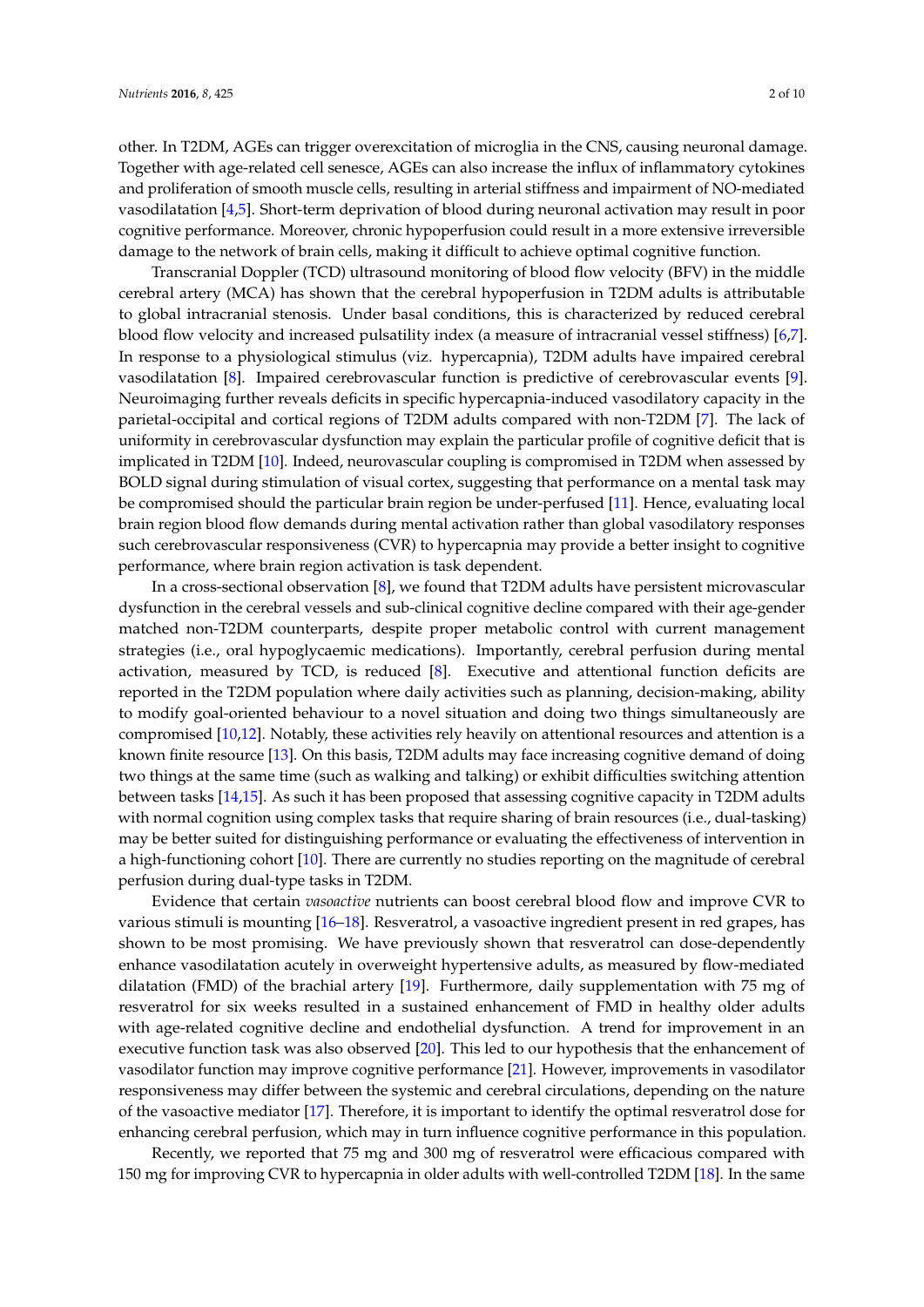other. In T2DM, AGEs can trigger overexcitation of microglia in the CNS, causing neuronal damage. Together with age-related cell senesce, AGEs can also increase the influx of inflammatory cytokines and proliferation of smooth muscle cells, resulting in arterial stiffness and impairment of NO-mediated vasodilatation [4,5]. Short-term deprivation of blood during neuronal activation may result in poor cognitive performance. Moreover, chronic hypoperfusion could result in a more extensive irreversible damage to the network of brain cells, making it difficult to achieve optimal cognitive function.

Transcranial Doppler (TCD) ultrasound monitoring of blood flow velocity (BFV) in the middle cerebral artery (MCA) has shown that the cerebral hypoperfusion in T2DM adults is attributable to global intracranial stenosis. Under basal conditions, this is characterized by reduced cerebral blood flow velocity and increased pulsatility index (a measure of intracranial vessel stiffness) [6,7]. In response to a physiological stimulus (viz. hypercapnia), T2DM adults have impaired cerebral vasodilatation [8]. Impaired cerebrovascular function is predictive of cerebrovascular events [9]. Neuroimaging further reveals deficits in specific hypercapnia-induced vasodilatory capacity in the parietal-occipital and cortical regions of T2DM adults compared with non-T2DM [7]. The lack of uniformity in cerebrovascular dysfunction may explain the particular profile of cognitive deficit that is implicated in T2DM [10]. Indeed, neurovascular coupling is compromised in T2DM when assessed by BOLD signal during stimulation of visual cortex, suggesting that performance on a mental task may be compromised should the particular brain region be under-perfused [11]. Hence, evaluating local brain region blood flow demands during mental activation rather than global vasodilatory responses such cerebrovascular responsiveness (CVR) to hypercapnia may provide a better insight to cognitive performance, where brain region activation is task dependent.

In a cross-sectional observation [8], we found that T2DM adults have persistent microvascular dysfunction in the cerebral vessels and sub-clinical cognitive decline compared with their age-gender matched non-T2DM counterparts, despite proper metabolic control with current management strategies (i.e., oral hypoglycaemic medications). Importantly, cerebral perfusion during mental activation, measured by TCD, is reduced [8]. Executive and attentional function deficits are reported in the T2DM population where daily activities such as planning, decision-making, ability to modify goal-oriented behaviour to a novel situation and doing two things simultaneously are compromised [10,12]. Notably, these activities rely heavily on attentional resources and attention is a known finite resource [13]. On this basis, T2DM adults may face increasing cognitive demand of doing two things at the same time (such as walking and talking) or exhibit difficulties switching attention between tasks [14,15]. As such it has been proposed that assessing cognitive capacity in T2DM adults with normal cognition using complex tasks that require sharing of brain resources (i.e., dual-tasking) may be better suited for distinguishing performance or evaluating the effectiveness of intervention in a high-functioning cohort [10]. There are currently no studies reporting on the magnitude of cerebral perfusion during dual-type tasks in T2DM.

Evidence that certain *vasoactive* nutrients can boost cerebral blood flow and improve CVR to various stimuli is mounting [16–18]. Resveratrol, a vasoactive ingredient present in red grapes, has shown to be most promising. We have previously shown that resveratrol can dose-dependently enhance vasodilatation acutely in overweight hypertensive adults, as measured by flow-mediated dilatation (FMD) of the brachial artery [19]. Furthermore, daily supplementation with 75 mg of resveratrol for six weeks resulted in a sustained enhancement of FMD in healthy older adults with age-related cognitive decline and endothelial dysfunction. A trend for improvement in an executive function task was also observed [20]. This led to our hypothesis that the enhancement of vasodilator function may improve cognitive performance [21]. However, improvements in vasodilator responsiveness may differ between the systemic and cerebral circulations, depending on the nature of the vasoactive mediator [17]. Therefore, it is important to identify the optimal resveratrol dose for enhancing cerebral perfusion, which may in turn influence cognitive performance in this population.

Recently, we reported that 75 mg and 300 mg of resveratrol were efficacious compared with 150 mg for improving CVR to hypercapnia in older adults with well-controlled T2DM [18]. In the same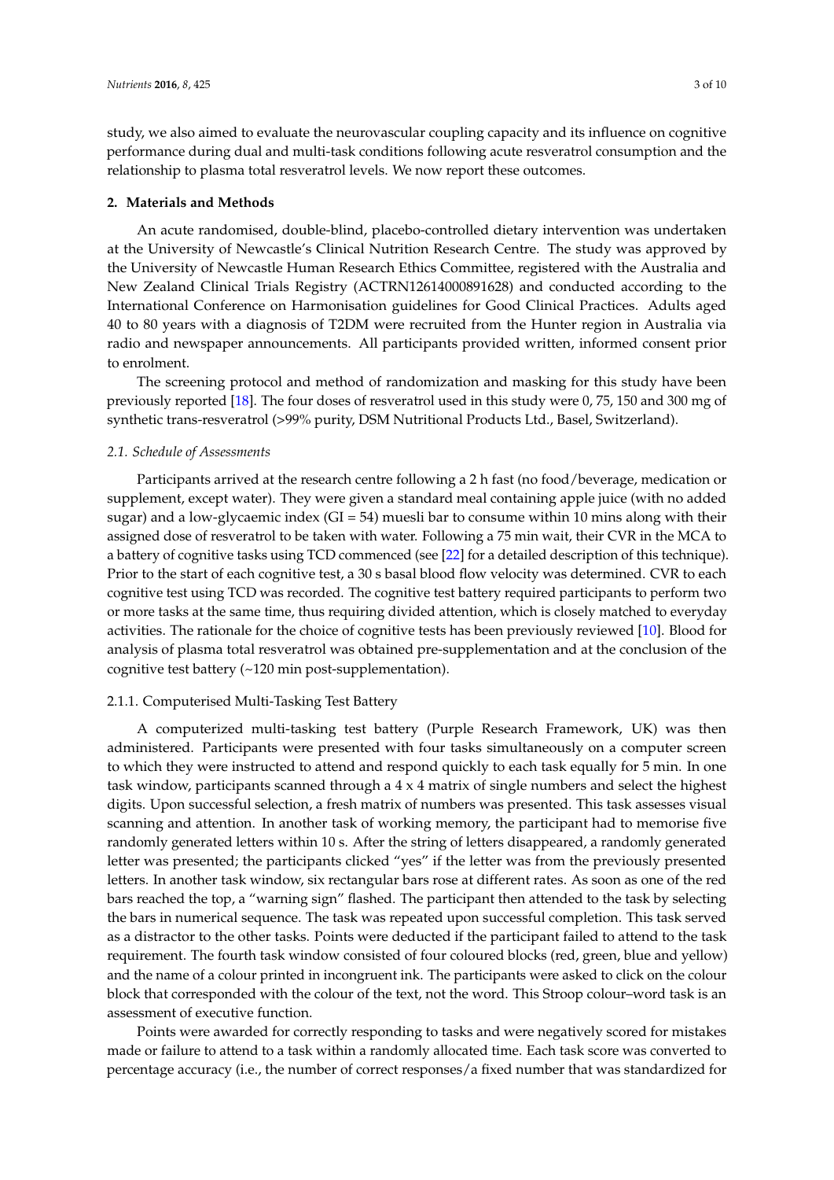study, we also aimed to evaluate the neurovascular coupling capacity and its influence on cognitive performance during dual and multi-task conditions following acute resveratrol consumption and the relationship to plasma total resveratrol levels. We now report these outcomes.

## 2. Materials and Methods

An acute randomised, double-blind, placebo-controlled dietary intervention was undertaken at the University of Newcastle's Clinical Nutrition Research Centre. The study was approved by the University of Newcastle Human Research Ethics Committee, registered with the Australia and New Zealand Clinical Trials Registry (ACTRN12614000891628) and conducted according to the International Conference on Harmonisation guidelines for Good Clinical Practices. Adults aged 40 to 80 years with a diagnosis of T2DM were recruited from the Hunter region in Australia via radio and newspaper announcements. All participants provided written, informed consent prior to enrolment.

The screening protocol and method of randomization and masking for this study have been previously reported [18]. The four doses of resveratrol used in this study were 0, 75, 150 and 300 mg of synthetic trans-resveratrol (>99% purity, DSM Nutritional Products Ltd., Basel, Switzerland).

### *2.1. Schedule of Assessments*

Participants arrived at the research centre following a 2 h fast (no food/beverage, medication or supplement, except water). They were given a standard meal containing apple juice (with no added sugar) and a low-glycaemic index (GI = 54) muesli bar to consume within 10 mins along with their assigned dose of resveratrol to be taken with water. Following a 75 min wait, their CVR in the MCA to a battery of cognitive tasks using TCD commenced (see [22] for a detailed description of this technique). Prior to the start of each cognitive test, a 30 s basal blood flow velocity was determined. CVR to each cognitive test using TCD was recorded. The cognitive test battery required participants to perform two or more tasks at the same time, thus requiring divided attention, which is closely matched to everyday activities. The rationale for the choice of cognitive tests has been previously reviewed [10]. Blood for analysis of plasma total resveratrol was obtained pre-supplementation and at the conclusion of the cognitive test battery (~120 min post-supplementation).

#### 2.1.1. Computerised Multi-Tasking Test Battery

A computerized multi-tasking test battery (Purple Research Framework, UK) was then administered. Participants were presented with four tasks simultaneously on a computer screen to which they were instructed to attend and respond quickly to each task equally for 5 min. In one task window, participants scanned through a 4 x 4 matrix of single numbers and select the highest digits. Upon successful selection, a fresh matrix of numbers was presented. This task assesses visual scanning and attention. In another task of working memory, the participant had to memorise five randomly generated letters within 10 s. After the string of letters disappeared, a randomly generated letter was presented; the participants clicked "yes" if the letter was from the previously presented letters. In another task window, six rectangular bars rose at different rates. As soon as one of the red bars reached the top, a "warning sign" flashed. The participant then attended to the task by selecting the bars in numerical sequence. The task was repeated upon successful completion. This task served as a distractor to the other tasks. Points were deducted if the participant failed to attend to the task requirement. The fourth task window consisted of four coloured blocks (red, green, blue and yellow) and the name of a colour printed in incongruent ink. The participants were asked to click on the colour block that corresponded with the colour of the text, not the word. This Stroop colour–word task is an assessment of executive function.

Points were awarded for correctly responding to tasks and were negatively scored for mistakes made or failure to attend to a task within a randomly allocated time. Each task score was converted to percentage accuracy (i.e., the number of correct responses/a fixed number that was standardized for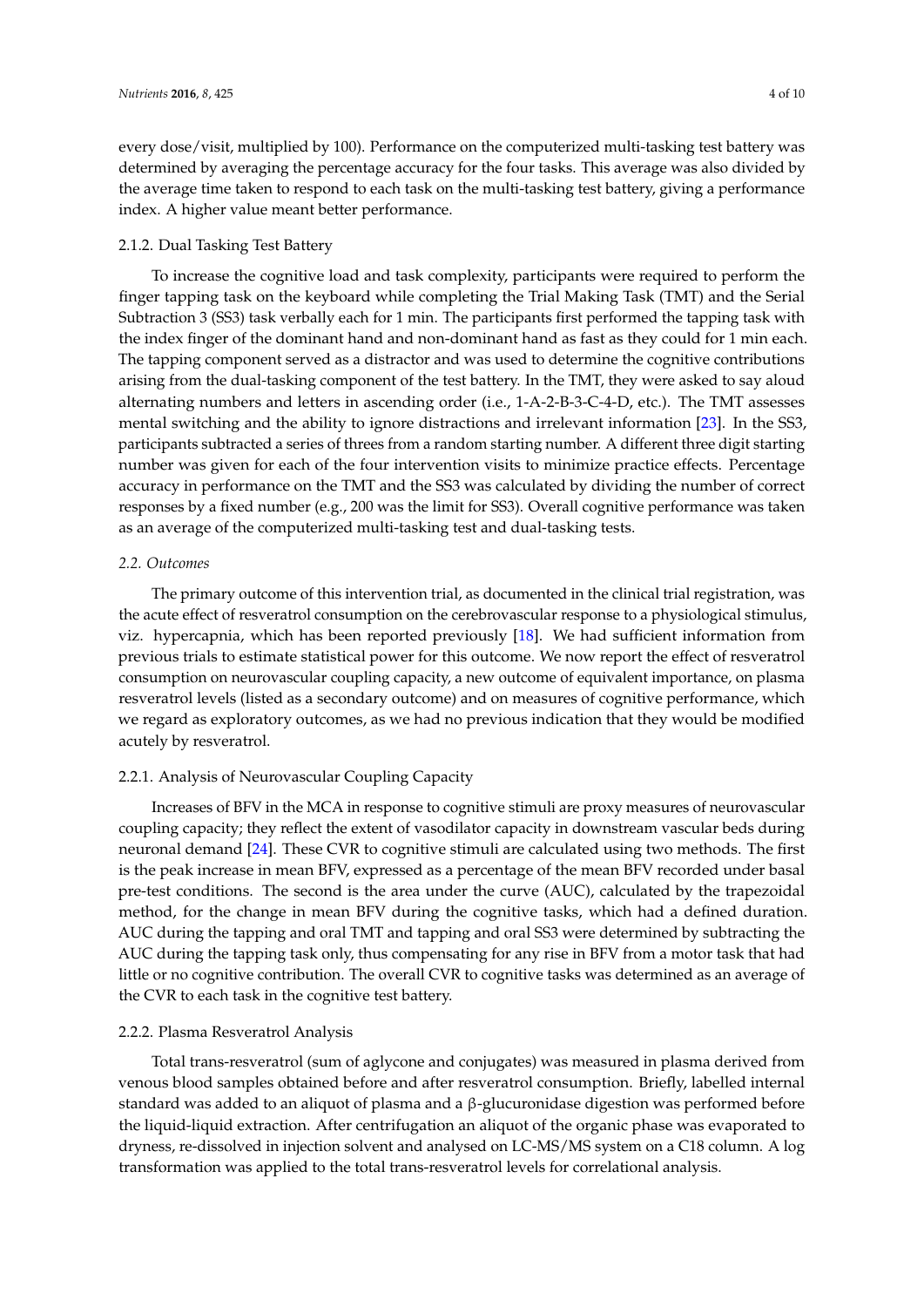every dose/visit, multiplied by 100). Performance on the computerized multi-tasking test battery was determined by averaging the percentage accuracy for the four tasks. This average was also divided by the average time taken to respond to each task on the multi-tasking test battery, giving a performance index. A higher value meant better performance.

#### 2.1.2. Dual Tasking Test Battery

To increase the cognitive load and task complexity, participants were required to perform the finger tapping task on the keyboard while completing the Trial Making Task (TMT) and the Serial Subtraction 3 (SS3) task verbally each for 1 min. The participants first performed the tapping task with the index finger of the dominant hand and non-dominant hand as fast as they could for 1 min each. The tapping component served as a distractor and was used to determine the cognitive contributions arising from the dual-tasking component of the test battery. In the TMT, they were asked to say aloud alternating numbers and letters in ascending order (i.e., 1-A-2-B-3-C-4-D, etc.). The TMT assesses mental switching and the ability to ignore distractions and irrelevant information [23]. In the SS3, participants subtracted a series of threes from a random starting number. A different three digit starting number was given for each of the four intervention visits to minimize practice effects. Percentage accuracy in performance on the TMT and the SS3 was calculated by dividing the number of correct responses by a fixed number (e.g., 200 was the limit for SS3). Overall cognitive performance was taken as an average of the computerized multi-tasking test and dual-tasking tests.

### *2.2. Outcomes*

The primary outcome of this intervention trial, as documented in the clinical trial registration, was the acute effect of resveratrol consumption on the cerebrovascular response to a physiological stimulus, viz. hypercapnia, which has been reported previously [18]. We had sufficient information from previous trials to estimate statistical power for this outcome. We now report the effect of resveratrol consumption on neurovascular coupling capacity, a new outcome of equivalent importance, on plasma resveratrol levels (listed as a secondary outcome) and on measures of cognitive performance, which we regard as exploratory outcomes, as we had no previous indication that they would be modified acutely by resveratrol.

#### 2.2.1. Analysis of Neurovascular Coupling Capacity

Increases of BFV in the MCA in response to cognitive stimuli are proxy measures of neurovascular coupling capacity; they reflect the extent of vasodilator capacity in downstream vascular beds during neuronal demand [24]. These CVR to cognitive stimuli are calculated using two methods. The first is the peak increase in mean BFV, expressed as a percentage of the mean BFV recorded under basal pre-test conditions. The second is the area under the curve (AUC), calculated by the trapezoidal method, for the change in mean BFV during the cognitive tasks, which had a defined duration. AUC during the tapping and oral TMT and tapping and oral SS3 were determined by subtracting the AUC during the tapping task only, thus compensating for any rise in BFV from a motor task that had little or no cognitive contribution. The overall CVR to cognitive tasks was determined as an average of the CVR to each task in the cognitive test battery.

#### 2.2.2. Plasma Resveratrol Analysis

Total trans-resveratrol (sum of aglycone and conjugates) was measured in plasma derived from venous blood samples obtained before and after resveratrol consumption. Briefly, labelled internal standard was added to an aliquot of plasma and a β-glucuronidase digestion was performed before the liquid-liquid extraction. After centrifugation an aliquot of the organic phase was evaporated to dryness, re-dissolved in injection solvent and analysed on LC-MS/MS system on a C18 column. A log transformation was applied to the total trans-resveratrol levels for correlational analysis.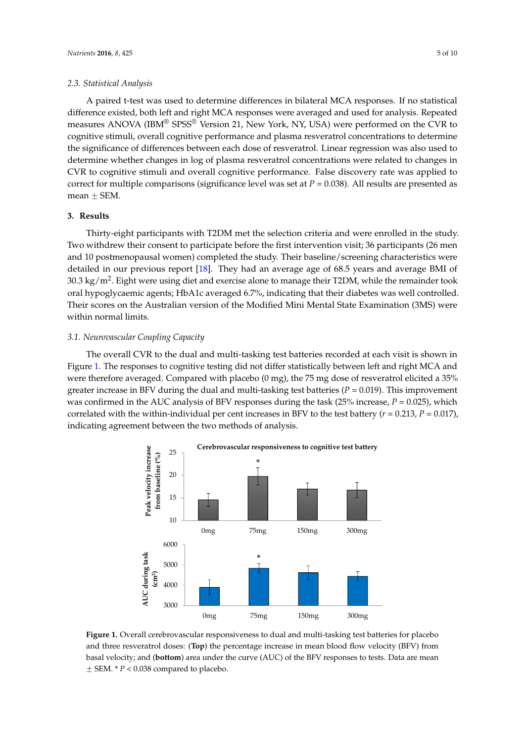### 2.3. Statistical Analysis

A paired t-test was used to determine differences in bilateral MCA responses. If no statistical difference existed, both left and right MCA responses were averaged and used for analysis. Repeated measures ANOVA (IBM® SPSS® Version 21, New York, NY, USA) were performed on the CVR to cognitive stimuli, overall cognitive performance and plasma resveratrol concentrations to determine the significance of differences between each dose of resveratrol. Linear regression was also used to determine whether changes in log of plasma resveratrol concentrations were related to changes in CVR to cognitive stimuli and overall cognitive performance. False discovery rate was applied to correct for multiple comparisons (significance level was set at $P = 0.038$). All results are presented as mean ± SEM.

## 3. Results

Thirty-eight participants with T2DM met the selection criteria and were enrolled in the study. Two withdrew their consent to participate before the first intervention visit; 36 participants (26 men and 10 postmenopausal women) completed the study. Their baseline/screening characteristics were detailed in our previous report [18]. They had an average age of 68.5 years and average BMI of 30.3 $kg/m^2$. Eight were using diet and exercise alone to manage their T2DM, while the remainder took oral hypoglycaemic agents; HbA1c averaged 6.7%, indicating that their diabetes was well controlled. Their scores on the Australian version of the Modified Mini Mental State Examination (3MS) were within normal limits.

### 3.1. Neurovascular Coupling Capacity

The overall CVR to the dual and multi-tasking test batteries recorded at each visit is shown in Figure 1. The responses to cognitive testing did not differ statistically between left and right MCA and were therefore averaged. Compared with placebo (0 mg), the 75 mg dose of resveratrol elicited a 35% greater increase in BFV during the dual and multi-tasking test batteries ($P = 0.019$). This improvement was confirmed in the AUC analysis of BFV responses during the task (25% increase, $P = 0.025$), which correlated with the within-individual per cent increases in BFV to the test battery ($r = 0.213$, $P = 0.017$), indicating agreement between the two methods of analysis.

**Figure 1.** Overall cerebrovascular responsiveness to dual and multi-tasking test batteries for placebo and three resveratrol doses: (**Top**) the percentage increase in mean blood flow velocity (BFV) from basal velocity; and (**bottom**) area under the curve (AUC) of the BFV responses to tests. Data are mean ± SEM. * $P < 0.038$ compared to placebo.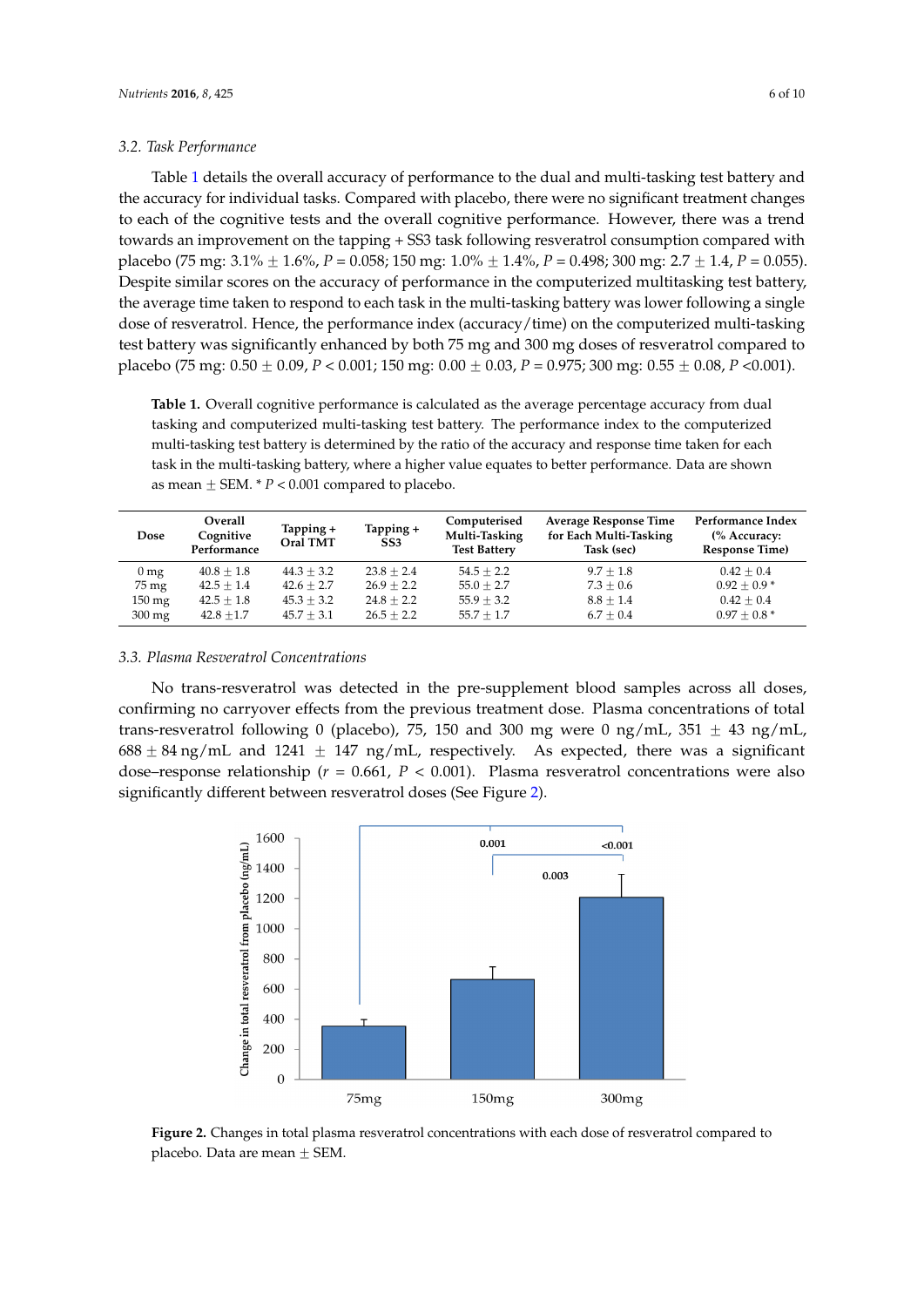### 3.2. Task Performance

Table 1 details the overall accuracy of performance to the dual and multi-tasking test battery and the accuracy for individual tasks. Compared with placebo, there were no significant treatment changes to each of the cognitive tests and the overall cognitive performance. However, there was a trend towards an improvement on the tapping + SS3 task following resveratrol consumption compared with placebo (75 mg: 3.1% ± 1.6%, $P = 0.058$; 150 mg: 1.0% ± 1.4%, $P = 0.498$; 300 mg: 2.7 ± 1.4, $P = 0.055$). Despite similar scores on the accuracy of performance in the computerized multitasking test battery, the average time taken to respond to each task in the multi-tasking battery was lower following a single dose of resveratrol. Hence, the performance index (accuracy/time) on the computerized multi-tasking test battery was significantly enhanced by both 75 mg and 300 mg doses of resveratrol compared to placebo (75 mg: 0.50 ± 0.09, $P < 0.001$; 150 mg: 0.00 ± 0.03, $P = 0.975$; 300 mg: 0.55 ± 0.08, $P < 0.001$).

**Table 1.** Overall cognitive performance is calculated as the average percentage accuracy from dual tasking and computerized multi-tasking test battery. The performance index to the computerized multi-tasking test battery is determined by the ratio of the accuracy and response time taken for each task in the multi-tasking battery, where a higher value equates to better performance. Data are shown as mean ± SEM. * $P < 0.001$ compared to placebo.

| Dose | Overall Cognitive Performance | Tapping + Oral TMT | Tapping + SS3 | Computerised Multi-Tasking Test Battery | Average Response Time for Each Multi-Tasking Task (sec) | Performance Index (% Accuracy: Response Time) |
|---|---|---|---|---|---|---|
| 0 mg | 40.8 ± 1.8 | 44.3 ± 3.2 | 23.8 ± 2.4 | 54.5 ± 2.2 | 9.7 ± 1.8 | 0.42 ± 0.4 |
| 75 mg | 42.5 ± 1.4 | 42.6 ± 2.7 | 26.9 ± 2.2 | 55.0 ± 2.7 | 7.3 ± 0.6 | 0.92 ± 0.9 * |
| 150 mg | 42.5 ± 1.8 | 45.3 ± 3.2 | 24.8 ± 2.2 | 55.9 ± 3.2 | 8.8 ± 1.4 | 0.42 ± 0.4 |
| 300 mg | 42.8 ±1.7 | 45.7 ± 3.1 | 26.5 ± 2.2 | 55.7 ± 1.7 | 6.7 ± 0.4 | 0.97 ± 0.8 * |

### 3.3. Plasma Resveratrol Concentrations

No trans-resveratrol was detected in the pre-supplement blood samples across all doses, confirming no carryover effects from the previous treatment dose. Plasma concentrations of total trans-resveratrol following 0 (placebo), 75, 150 and 300 mg were 0 ng/mL, 351 ± 43 ng/mL, 688 ± 84 ng/mL and 1241 ± 147 ng/mL, respectively. As expected, there was a significant dose–response relationship ($r = 0.661$, $P < 0.001$). Plasma resveratrol concentrations were also significantly different between resveratrol doses (See Figure 2).

**Figure 2.** Changes in total plasma resveratrol concentrations with each dose of resveratrol compared to placebo. Data are mean ± SEM.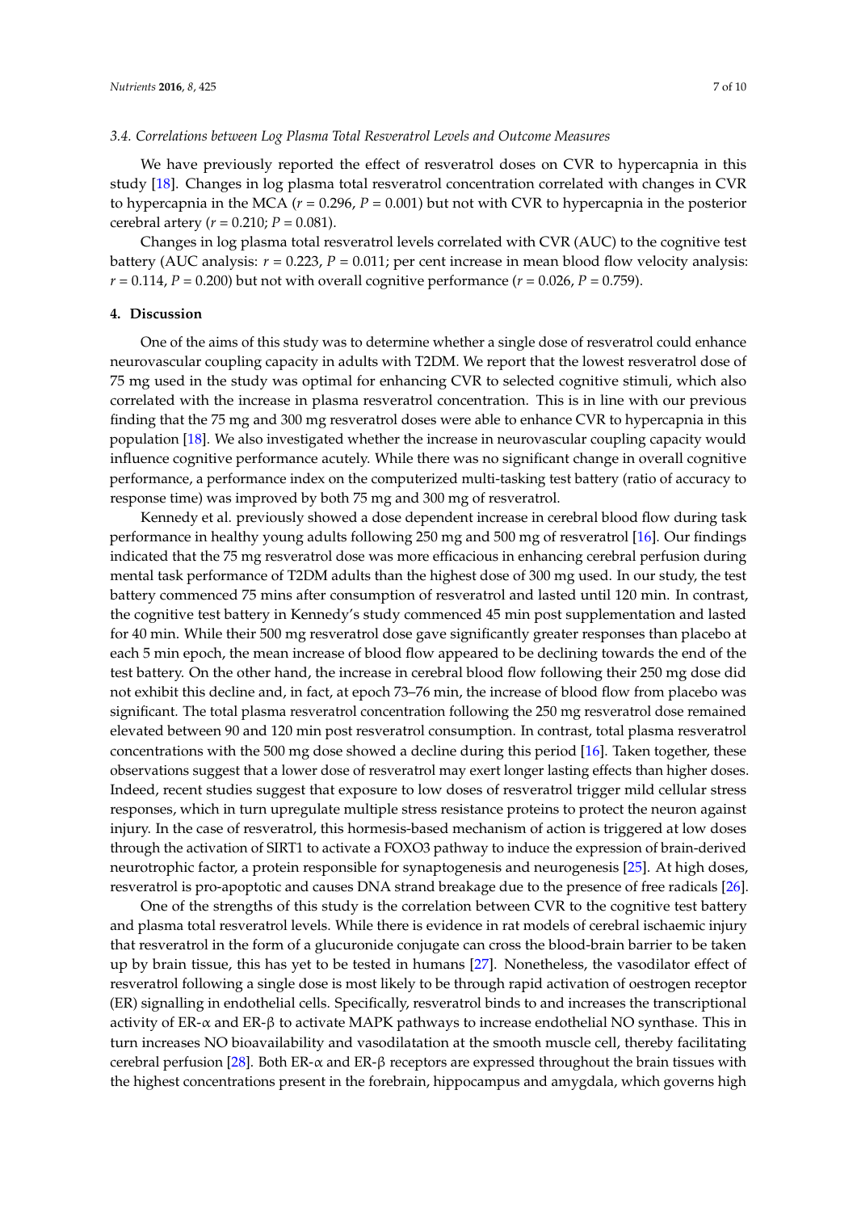### 3.4. Correlations between Log Plasma Total Resveratrol Levels and Outcome Measures

We have previously reported the effect of resveratrol doses on CVR to hypercapnia in this study [18]. Changes in log plasma total resveratrol concentration correlated with changes in CVR to hypercapnia in the MCA ($r$ = 0.296, $P$ = 0.001) but not with CVR to hypercapnia in the posterior cerebral artery ($r$ = 0.210; $P$ = 0.081).

Changes in log plasma total resveratrol levels correlated with CVR (AUC) to the cognitive test battery (AUC analysis: $r$ = 0.223, $P$ = 0.011; per cent increase in mean blood flow velocity analysis: $r$ = 0.114, $P$ = 0.200) but not with overall cognitive performance ($r$ = 0.026, $P$ = 0.759).

## 4. Discussion

One of the aims of this study was to determine whether a single dose of resveratrol could enhance neurovascular coupling capacity in adults with T2DM. We report that the lowest resveratrol dose of 75 mg used in the study was optimal for enhancing CVR to selected cognitive stimuli, which also correlated with the increase in plasma resveratrol concentration. This is in line with our previous finding that the 75 mg and 300 mg resveratrol doses were able to enhance CVR to hypercapnia in this population [18]. We also investigated whether the increase in neurovascular coupling capacity would influence cognitive performance acutely. While there was no significant change in overall cognitive performance, a performance index on the computerized multi-tasking test battery (ratio of accuracy to response time) was improved by both 75 mg and 300 mg of resveratrol.

Kennedy et al. previously showed a dose dependent increase in cerebral blood flow during task performance in healthy young adults following 250 mg and 500 mg of resveratrol [16]. Our findings indicated that the 75 mg resveratrol dose was more efficacious in enhancing cerebral perfusion during mental task performance of T2DM adults than the highest dose of 300 mg used. In our study, the test battery commenced 75 mins after consumption of resveratrol and lasted until 120 min. In contrast, the cognitive test battery in Kennedy's study commenced 45 min post supplementation and lasted for 40 min. While their 500 mg resveratrol dose gave significantly greater responses than placebo at each 5 min epoch, the mean increase of blood flow appeared to be declining towards the end of the test battery. On the other hand, the increase in cerebral blood flow following their 250 mg dose did not exhibit this decline and, in fact, at epoch 73–76 min, the increase of blood flow from placebo was significant. The total plasma resveratrol concentration following the 250 mg resveratrol dose remained elevated between 90 and 120 min post resveratrol consumption. In contrast, total plasma resveratrol concentrations with the 500 mg dose showed a decline during this period [16]. Taken together, these observations suggest that a lower dose of resveratrol may exert longer lasting effects than higher doses. Indeed, recent studies suggest that exposure to low doses of resveratrol trigger mild cellular stress responses, which in turn upregulate multiple stress resistance proteins to protect the neuron against injury. In the case of resveratrol, this hormesis-based mechanism of action is triggered at low doses through the activation of SIRT1 to activate a FOXO3 pathway to induce the expression of brain-derived neurotrophic factor, a protein responsible for synaptogenesis and neurogenesis [25]. At high doses, resveratrol is pro-apoptotic and causes DNA strand breakage due to the presence of free radicals [26].

One of the strengths of this study is the correlation between CVR to the cognitive test battery and plasma total resveratrol levels. While there is evidence in rat models of cerebral ischaemic injury that resveratrol in the form of a glucuronide conjugate can cross the blood-brain barrier to be taken up by brain tissue, this has yet to be tested in humans [27]. Nonetheless, the vasodilator effect of resveratrol following a single dose is most likely to be through rapid activation of oestrogen receptor (ER) signalling in endothelial cells. Specifically, resveratrol binds to and increases the transcriptional activity of ER-α and ER-β to activate MAPK pathways to increase endothelial NO synthase. This in turn increases NO bioavailability and vasodilatation at the smooth muscle cell, thereby facilitating cerebral perfusion [28]. Both ER-α and ER-β receptors are expressed throughout the brain tissues with the highest concentrations present in the forebrain, hippocampus and amygdala, which governs high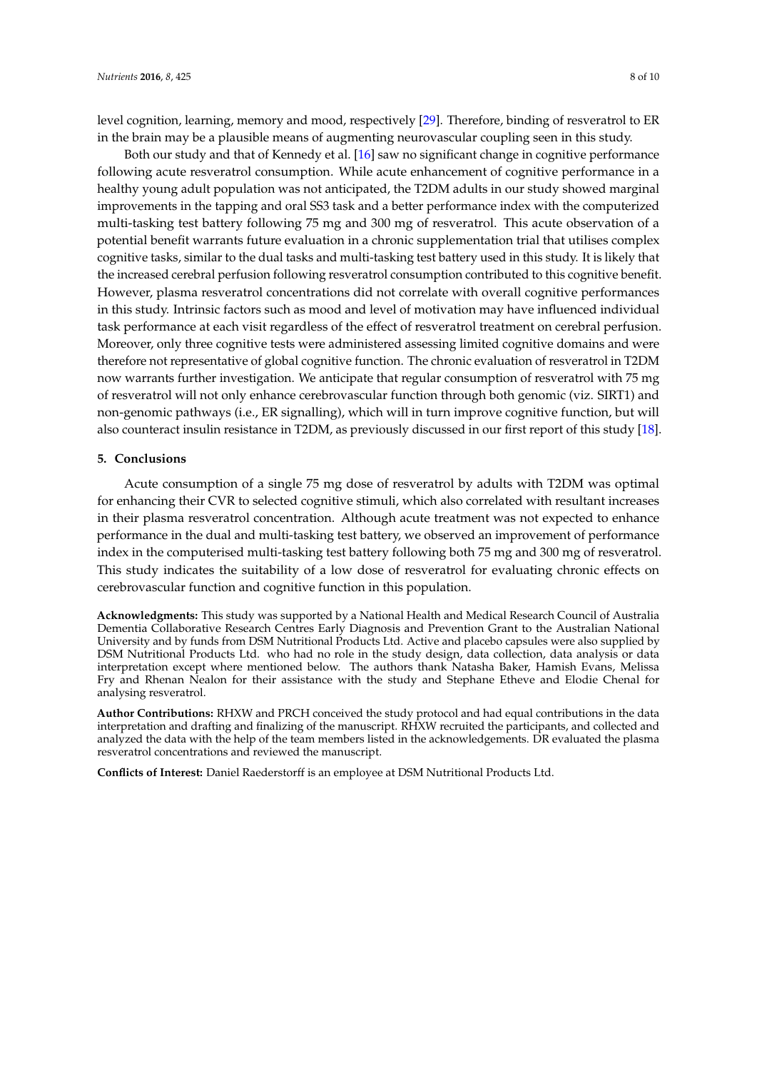level cognition, learning, memory and mood, respectively [29]. Therefore, binding of resveratrol to ER in the brain may be a plausible means of augmenting neurovascular coupling seen in this study.

Both our study and that of Kennedy et al. [16] saw no significant change in cognitive performance following acute resveratrol consumption. While acute enhancement of cognitive performance in a healthy young adult population was not anticipated, the T2DM adults in our study showed marginal improvements in the tapping and oral SS3 task and a better performance index with the computerized multi-tasking test battery following 75 mg and 300 mg of resveratrol. This acute observation of a potential benefit warrants future evaluation in a chronic supplementation trial that utilises complex cognitive tasks, similar to the dual tasks and multi-tasking test battery used in this study. It is likely that the increased cerebral perfusion following resveratrol consumption contributed to this cognitive benefit. However, plasma resveratrol concentrations did not correlate with overall cognitive performances in this study. Intrinsic factors such as mood and level of motivation may have influenced individual task performance at each visit regardless of the effect of resveratrol treatment on cerebral perfusion. Moreover, only three cognitive tests were administered assessing limited cognitive domains and were therefore not representative of global cognitive function. The chronic evaluation of resveratrol in T2DM now warrants further investigation. We anticipate that regular consumption of resveratrol with 75 mg of resveratrol will not only enhance cerebrovascular function through both genomic (viz. SIRT1) and non-genomic pathways (i.e., ER signalling), which will in turn improve cognitive function, but will also counteract insulin resistance in T2DM, as previously discussed in our first report of this study [18].

## 5. Conclusions

Acute consumption of a single 75 mg dose of resveratrol by adults with T2DM was optimal for enhancing their CVR to selected cognitive stimuli, which also correlated with resultant increases in their plasma resveratrol concentration. Although acute treatment was not expected to enhance performance in the dual and multi-tasking test battery, we observed an improvement of performance index in the computerised multi-tasking test battery following both 75 mg and 300 mg of resveratrol. This study indicates the suitability of a low dose of resveratrol for evaluating chronic effects on cerebrovascular function and cognitive function in this population.

**Acknowledgments:** This study was supported by a National Health and Medical Research Council of Australia Dementia Collaborative Research Centres Early Diagnosis and Prevention Grant to the Australian National University and by funds from DSM Nutritional Products Ltd. Active and placebo capsules were also supplied by DSM Nutritional Products Ltd. who had no role in the study design, data collection, data analysis or data interpretation except where mentioned below. The authors thank Natasha Baker, Hamish Evans, Melissa Fry and Rhenan Nealon for their assistance with the study and Stephane Etheve and Elodie Chenal for analysing resveratrol.

**Author Contributions:** RHXW and PRCH conceived the study protocol and had equal contributions in the data interpretation and drafting and finalizing of the manuscript. RHXW recruited the participants, and collected and analyzed the data with the help of the team members listed in the acknowledgements. DR evaluated the plasma resveratrol concentrations and reviewed the manuscript.

**Conflicts of Interest:** Daniel Raederstorff is an employee at DSM Nutritional Products Ltd.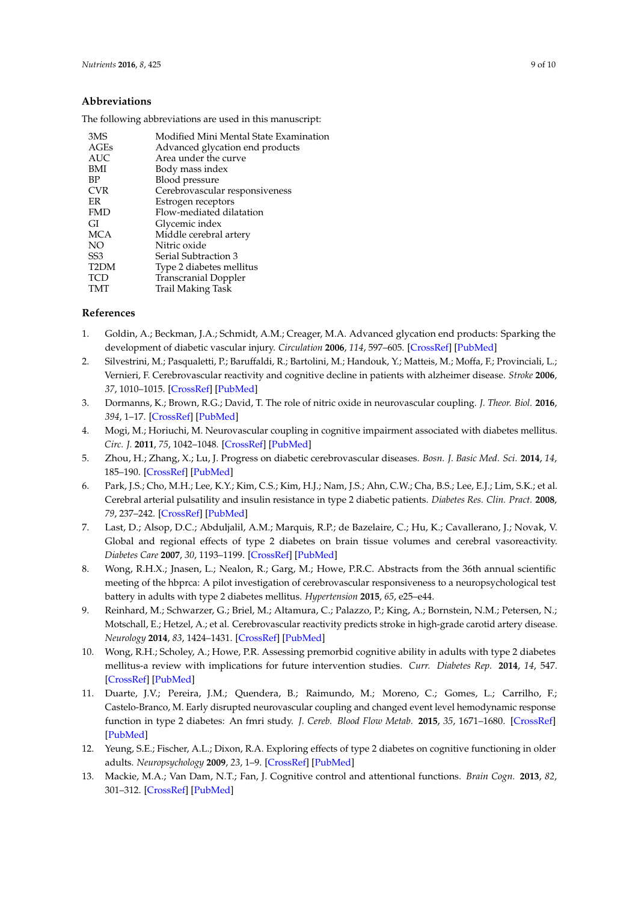## Abbreviations

The following abbreviations are used in this manuscript:

| | |
|---|---|
| 3MS | Modified Mini Mental State Examination |
| AGEs | Advanced glycation end products |
| AUC | Area under the curve |
| BMI | Body mass index |
| BP | Blood pressure |
| CVR | Cerebrovascular responsiveness |
| ER | Estrogen receptors |
| FMD | Flow-mediated dilatation |
| GI | Glycemic index |
| MCA | Middle cerebral artery |
| NO | Nitric oxide |
| SS3 | Serial Subtraction 3 |
| T2DM | Type 2 diabetes mellitus |
| TCD | Transcranial Doppler |
| TMT | Trail Making Task |

## References

1. Goldin, A.; Beckman, J.A.; Schmidt, A.M.; Creager, M.A. Advanced glycation end products: Sparking the development of diabetic vascular injury. *Circulation* **2006**, *114*, 597–605. [CrossRef] [PubMed]
2. Silvestrini, M.; Pasqualetti, P.; Baruffaldi, R.; Bartolini, M.; Handouk, Y.; Matteis, M.; Moffa, F.; Provinciali, L.; Vernieri, F. Cerebrovascular reactivity and cognitive decline in patients with alzheimer disease. *Stroke* **2006**, *37*, 1010–1015. [CrossRef] [PubMed]
3. Dormanns, K.; Brown, R.G.; David, T. The role of nitric oxide in neurovascular coupling. *J. Theor. Biol.* **2016**, *394*, 1–17. [CrossRef] [PubMed]
4. Mogi, M.; Horiuchi, M. Neurovascular coupling in cognitive impairment associated with diabetes mellitus. *Circ. J.* **2011**, *75*, 1042–1048. [CrossRef] [PubMed]
5. Zhou, H.; Zhang, X.; Lu, J. Progress on diabetic cerebrovascular diseases. *Bosn. J. Basic Med. Sci.* **2014**, *14*, 185–190. [CrossRef] [PubMed]
6. Park, J.S.; Cho, M.H.; Lee, K.Y.; Kim, C.S.; Kim, H.J.; Nam, J.S.; Ahn, C.W.; Cha, B.S.; Lee, E.J.; Lim, S.K.; et al. Cerebral arterial pulsatility and insulin resistance in type 2 diabetic patients. *Diabetes Res. Clin. Pract.* **2008**, *79*, 237–242. [CrossRef] [PubMed]
7. Last, D.; Alsop, D.C.; Abduljalil, A.M.; Marquis, R.P.; de Bazelaire, C.; Hu, K.; Cavallerano, J.; Novak, V. Global and regional effects of type 2 diabetes on brain tissue volumes and cerebral vasoreactivity. *Diabetes Care* **2007**, *30*, 1193–1199. [CrossRef] [PubMed]
8. Wong, R.H.X.; Jnasen, L.; Nealon, R.; Garg, M.; Howe, P.R.C. Abstracts from the 36th annual scientific meeting of the hbprca: A pilot investigation of cerebrovascular responsiveness to a neuropsychological test battery in adults with type 2 diabetes mellitus. *Hypertension* **2015**, *65*, e25–e44.
9. Reinhard, M.; Schwarzer, G.; Briel, M.; Altamura, C.; Palazzo, P.; King, A.; Bornstein, N.M.; Petersen, N.; Motschall, E.; Hetzel, A.; et al. Cerebrovascular reactivity predicts stroke in high-grade carotid artery disease. *Neurology* **2014**, *83*, 1424–1431. [CrossRef] [PubMed]
10. Wong, R.H.; Scholey, A.; Howe, P.R. Assessing premorbid cognitive ability in adults with type 2 diabetes mellitus-a review with implications for future intervention studies. *Curr. Diabetes Rep.* **2014**, *14*, 547. [CrossRef] [PubMed]
11. Duarte, J.V.; Pereira, J.M.; Quendera, B.; Raimundo, M.; Moreno, C.; Gomes, L.; Carrilho, F.; Castelo-Branco, M. Early disrupted neurovascular coupling and changed event level hemodynamic response function in type 2 diabetes: An fmri study. *J. Cereb. Blood Flow Metab.* **2015**, *35*, 1671–1680. [CrossRef] [PubMed]
12. Yeung, S.E.; Fischer, A.L.; Dixon, R.A. Exploring effects of type 2 diabetes on cognitive functioning in older adults. *Neuropsychology* **2009**, *23*, 1–9. [CrossRef] [PubMed]
13. Mackie, M.A.; Van Dam, N.T.; Fan, J. Cognitive control and attentional functions. *Brain Cogn.* **2013**, *82*, 301–312. [CrossRef] [PubMed]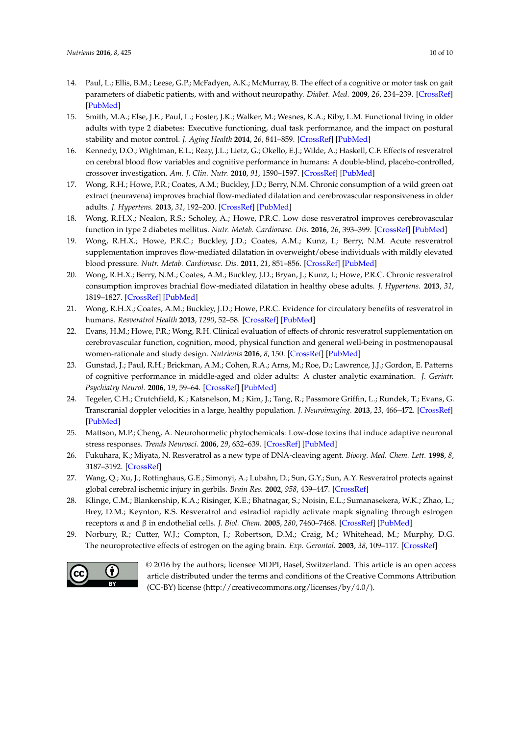14. Paul, L.; Ellis, B.M.; Leese, G.P.; McFadyen, A.K.; McMurray, B. The effect of a cognitive or motor task on gait parameters of diabetic patients, with and without neuropathy. *Diabet. Med.* **2009**, *26*, 234–239. [CrossRef] [PubMed]
15. Smith, M.A.; Else, J.E.; Paul, L.; Foster, J.K.; Walker, M.; Wesnes, K.A.; Riby, L.M. Functional living in older adults with type 2 diabetes: Executive functioning, dual task performance, and the impact on postural stability and motor control. *J. Aging Health* **2014**, *26*, 841–859. [CrossRef] [PubMed]
16. Kennedy, D.O.; Wightman, E.L.; Reay, J.L.; Lietz, G.; Okello, E.J.; Wilde, A.; Haskell, C.F. Effects of resveratrol on cerebral blood flow variables and cognitive performance in humans: A double-blind, placebo-controlled, crossover investigation. *Am. J. Clin. Nutr.* **2010**, *91*, 1590–1597. [CrossRef] [PubMed]
17. Wong, R.H.; Howe, P.R.; Coates, A.M.; Buckley, J.D.; Berry, N.M. Chronic consumption of a wild green oat extract (neuravena) improves brachial flow-mediated dilatation and cerebrovascular responsiveness in older adults. *J. Hypertens.* **2013**, *31*, 192–200. [CrossRef] [PubMed]
18. Wong, R.H.X.; Nealon, R.S.; Scholey, A.; Howe, P.R.C. Low dose resveratrol improves cerebrovascular function in type 2 diabetes mellitus. *Nutr. Metab. Cardiovasc. Dis.* **2016**, *26*, 393–399. [CrossRef] [PubMed]
19. Wong, R.H.X.; Howe, P.R.C.; Buckley, J.D.; Coates, A.M.; Kunz, I.; Berry, N.M. Acute resveratrol supplementation improves flow-mediated dilatation in overweight/obese individuals with mildly elevated blood pressure. *Nutr. Metab. Cardiovasc. Dis.* **2011**, *21*, 851–856. [CrossRef] [PubMed]
20. Wong, R.H.X.; Berry, N.M.; Coates, A.M.; Buckley, J.D.; Bryan, J.; Kunz, I.; Howe, P.R.C. Chronic resveratrol consumption improves brachial flow-mediated dilatation in healthy obese adults. *J. Hypertens.* **2013**, *31*, 1819–1827. [CrossRef] [PubMed]
21. Wong, R.H.X.; Coates, A.M.; Buckley, J.D.; Howe, P.R.C. Evidence for circulatory benefits of resveratrol in humans. *Resveratrol Health* **2013**, *1290*, 52–58. [CrossRef] [PubMed]
22. Evans, H.M.; Howe, P.R.; Wong, R.H. Clinical evaluation of effects of chronic resveratrol supplementation on cerebrovascular function, cognition, mood, physical function and general well-being in postmenopausal women-rationale and study design. *Nutrients* **2016**, *8*, 150. [CrossRef] [PubMed]
23. Gunstad, J.; Paul, R.H.; Brickman, A.M.; Cohen, R.A.; Arns, M.; Roe, D.; Lawrence, J.J.; Gordon, E. Patterns of cognitive performance in middle-aged and older adults: A cluster analytic examination. *J. Geriatr. Psychiatry Neurol.* **2006**, *19*, 59–64. [CrossRef] [PubMed]
24. Tegeler, C.H.; Crutchfield, K.; Katsnelson, M.; Kim, J.; Tang, R.; Passmore Griffin, L.; Rundek, T.; Evans, G. Transcranial doppler velocities in a large, healthy population. *J. Neuroimaging.* **2013**, *23*, 466–472. [CrossRef] [PubMed]
25. Mattson, M.P.; Cheng, A. Neurohormetic phytochemicals: Low-dose toxins that induce adaptive neuronal stress responses. *Trends Neurosci.* **2006**, *29*, 632–639. [CrossRef] [PubMed]
26. Fukuhara, K.; Miyata, N. Resveratrol as a new type of DNA-cleaving agent. *Bioorg. Med. Chem. Lett.* **1998**, *8*, 3187–3192. [CrossRef]
27. Wang, Q.; Xu, J.; Rottinghaus, G.E.; Simonyi, A.; Lubahn, D.; Sun, G.Y.; Sun, A.Y. Resveratrol protects against global cerebral ischemic injury in gerbils. *Brain Res.* **2002**, *958*, 439–447. [CrossRef]
28. Klinge, C.M.; Blankenship, K.A.; Risinger, K.E.; Bhatnagar, S.; Noisin, E.L.; Sumanasekera, W.K.; Zhao, L.; Brey, D.M.; Keynton, R.S. Resveratrol and estradiol rapidly activate mapk signaling through estrogen receptors α and β in endothelial cells. *J. Biol. Chem.* **2005**, *280*, 7460–7468. [CrossRef] [PubMed]
29. Norbury, R.; Cutter, W.J.; Compton, J.; Robertson, D.M.; Craig, M.; Whitehead, M.; Murphy, D.G. The neuroprotective effects of estrogen on the aging brain. *Exp. Gerontol.* **2003**, *38*, 109–117. [CrossRef]

© 2016 by the authors; licensee MDPI, Basel, Switzerland. This article is an open access article distributed under the terms and conditions of the Creative Commons Attribution (CC-BY) license (http://creativecommons.org/licenses/by/4.0/).